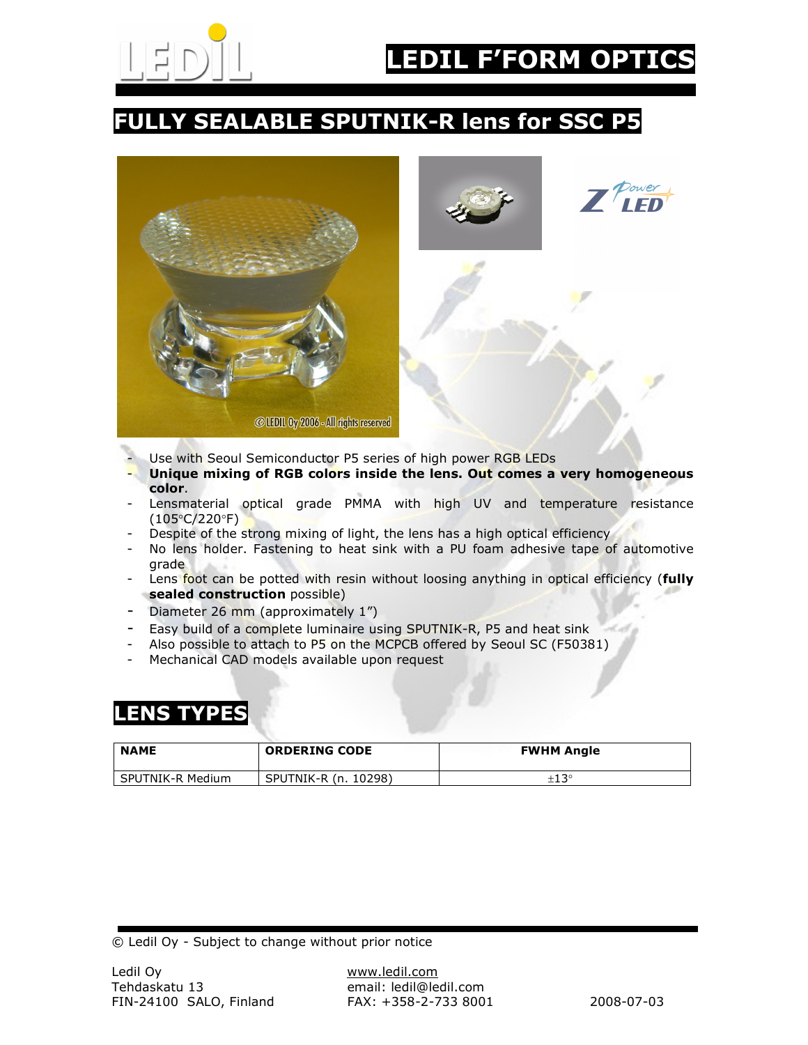# LEDIL F'FORM OPTICS

## FULLY SEALABLE SPUTNIK-R lens for SSC P5

- Use with Seoul Semiconductor P5 series of high power RGB LEDs
- **Unique mixing of RGB colors inside the lens. Out comes a very homogeneous color**.
- Lensmaterial optical grade PMMA with high UV and temperature resistance (105°C/220°F)
- Despite of the strong mixing of light, the lens has a high optical efficiency
- No lens holder. Fastening to heat sink with a PU foam adhesive tape of automotive grade
- Lens foot can be potted with resin without loosing anything in optical efficiency (**fully sealed construction** possible)
- Diameter 26 mm (approximately 1")
- Easy build of a complete luminaire using SPUTNIK-R, P5 and heat sink
- Also possible to attach to P5 on the MCPCB offered by Seoul SC (F50381)
- Mechanical CAD models available upon request

## LENS TYPES

| NAME | ORDERING CODE | FWHM Angle |
|---|---|---|
| SPUTNIK-R Medium | SPUTNIK-R (n. 10298) | ±13° |

© Ledil Oy - Subject to change without prior notice

Ledil Oy
Tehdaskatu 13
FIN-24100 SALO, Finland

www.ledil.com
email: ledil@ledil.com
FAX: +358-2-733 8001

2008-07-03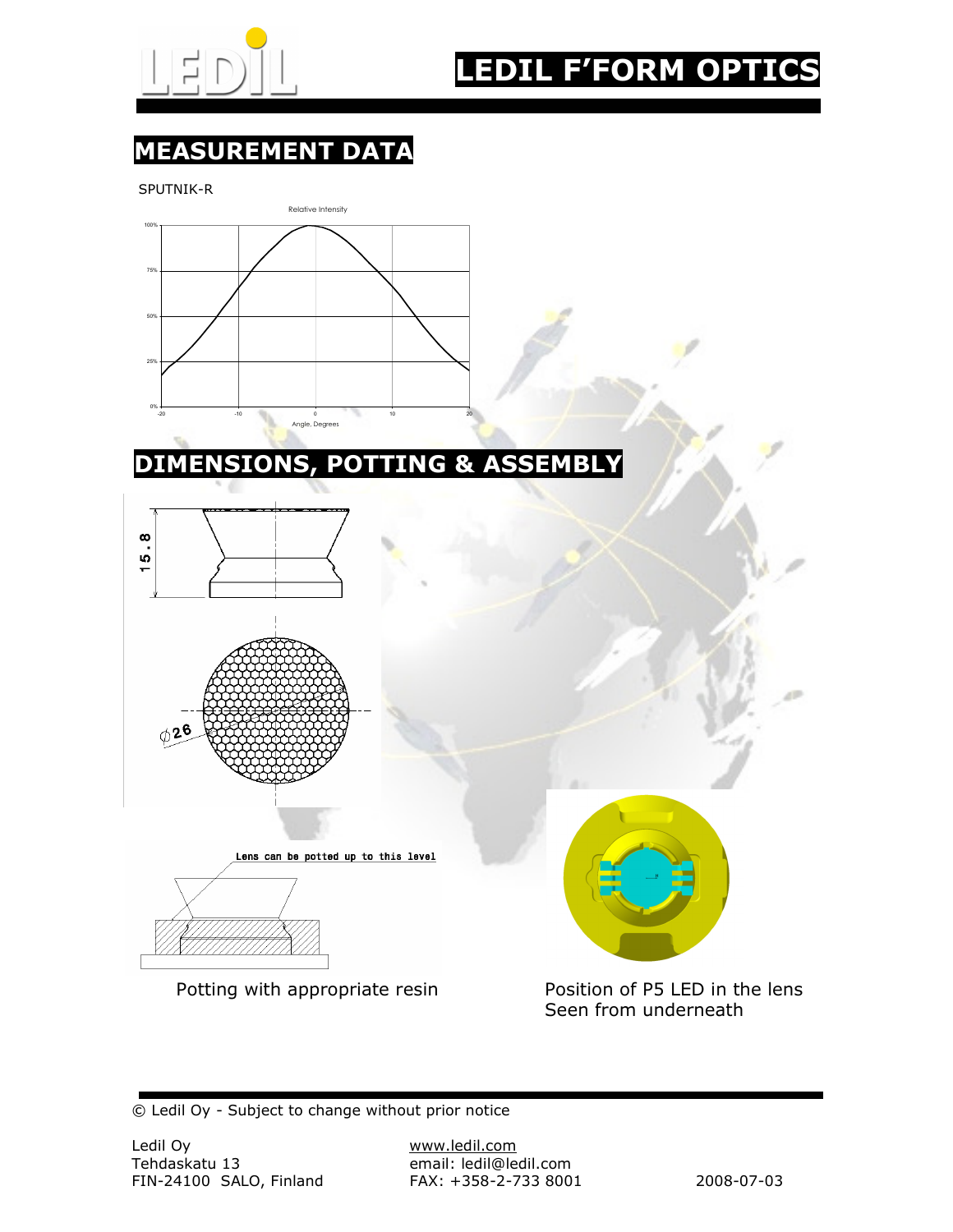# LEDIL F'FORM OPTICS

## MEASUREMENT DATA

SPUTNIK-R

Relative Intensity

100%

75%

50%

25%

0%

-20

-10

0

10

20

Angle, Degrees

## DIMENSIONS, POTTING & ASSEMBLY

15.8

$\phi$26

Lens can be potted up to this level

Potting with appropriate resin

Position of P5 LED in the lens
Seen from underneath

© Ledil Oy - Subject to change without prior notice

Ledil Oy
Tehdaskatu 13
FIN-24100 SALO, Finland

www.ledil.com
email: ledil@ledil.com
FAX: +358-2-733 8001

2008-07-03